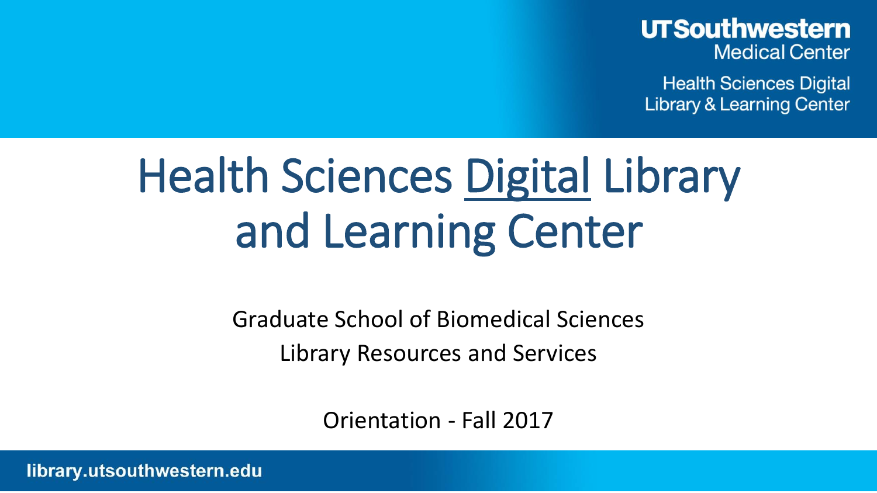UTSouthwestern Medical Center

Health Sciences Digital Library & Learning Center

# Health Sciences Digital Library and Learning Center

Graduate School of Biomedical Sciences

Library Resources and Services

Orientation - Fall 2017

library.utsouthwestern.edu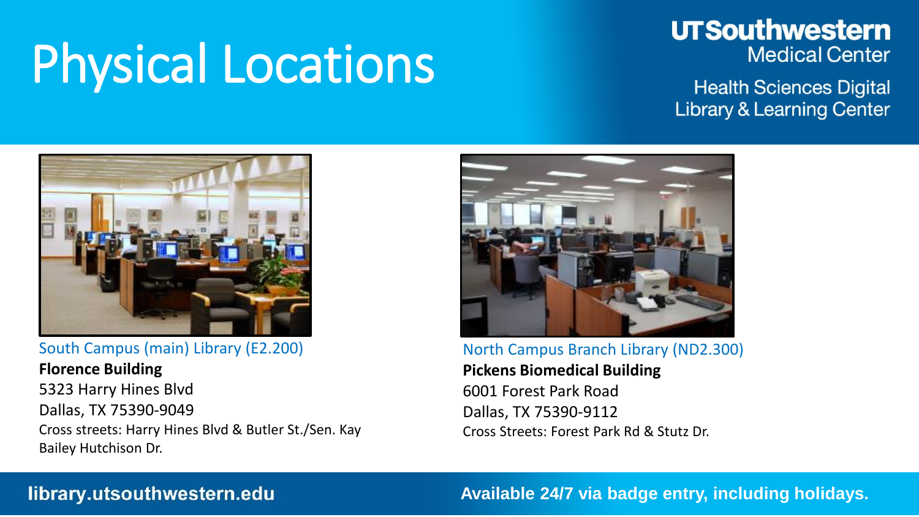# Physical Locations

UTSouthwestern Medical Center

Health Sciences Digital Library & Learning Center

South Campus (main) Library (E2.200)

**Florence Building**

5323 Harry Hines Blvd

Dallas, TX 75390-9049

Cross streets: Harry Hines Blvd & Butler St./Sen. Kay Bailey Hutchison Dr.

North Campus Branch Library (ND2.300)

**Pickens Biomedical Building**

6001 Forest Park Road

Dallas, TX 75390-9112

Cross Streets: Forest Park Rd & Stutz Dr.

**library.utsouthwestern.edu**

**Available 24/7 via badge entry, including holidays.**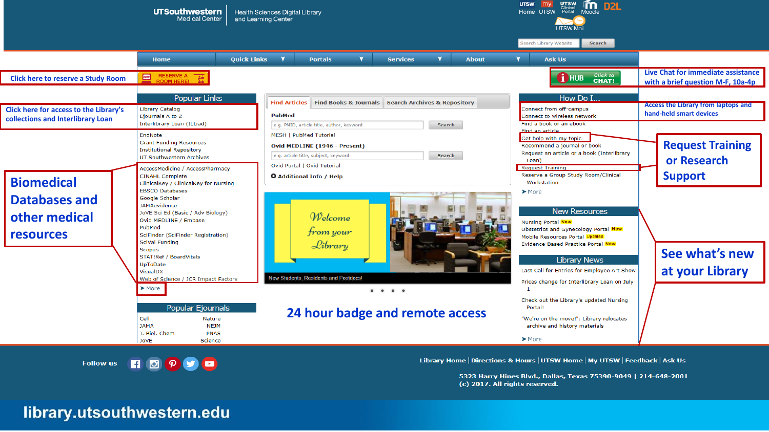UTSouthwestern Medical Center | Health Sciences Digital Library and Learning Center

UTSW Home | my UTSW | UTSW Clinical Portal | Moodle | D2L | UTSW Mail

Search Library Website | Search

Home | Quick Links | Portals | Services | About | Ask Us

**Click here to reserve a Study Room** — RESERVE A ROOM HERE!

HUB Click to CHAT! — **Live Chat for immediate assistance with a brief question M-F, 10a-4p**

## Popular Links

**Click here for access to the Library's collections and Interlibrary Loan**

- Library Catalog
- Ejournals A to Z
- Interlibrary Loan (ILLiad)
- EndNote
- Grant Funding Resources
- Institutional Repository
- UT Southwestern Archives

**Biomedical Databases and other medical resources**

- AccessMedicine / AccessPharmacy
- CINAHL Complete
- ClinicalKey / ClinicalKey for Nursing
- EBSCO Databases
- Google Scholar
- JAMAevidence
- JoVE Sci Ed (Basic / Adv Biology)
- Ovid MEDLINE / Embase
- PubMed
- SciFinder (SciFinder Registration)
- SciVal Funding
- Scopus
- STAT!Ref / BoardVitals
- UpToDate
- VisualDX
- Web of Science / JCR Impact Factors
- More

## Popular Ejournals

| | |
|---|---|
| Cell | Nature |
| JAMA | NEJM |
| J. Biol. Chem | PNAS |
| JoVE | Science |

Find Articles | Find Books & Journals | Search Archives & Repository

**PubMed**

e.g. PMID, article title, author, keyword — Search

MESH | PubMed Tutorial

**Ovid MEDLINE (1946 - Present)**

e.g. article title, subject, keyword — Search

Ovid Portal | Ovid Tutorial

**Additional Info / Help**

Welcome from your Library

New Students, Residents and Postdocs!

**24 hour badge and remote access**

## How Do I...

**Access the Library from laptops and hand-held smart devices**

- Connect from off-campus
- Connect to wireless network
- Find a book or an ebook
- Find an article
- Get help with my topic
- Recommend a journal or book
- Request an article or a book (Interlibrary Loan)
- Request Training
- Reserve a Group Study Room/Clinical Workstation
- More

**Request Training or Research Support**

## New Resources

- Nursing Portal New
- Obstetrics and Gynecology Portal New
- Mobile Resources Portal Updated
- Evidence-Based Practice Portal New

## Library News

**See what's new at your Library**

- Last Call for Entries for Employee Art Show
- Prices change for Interlibrary Loan on July 1
- Check out the Library's updated Nursing Portal!
- "We're on the move!": Library relocates archive and history materials
- More

Follow us

Library Home | Directions & Hours | UTSW Home | My UTSW | Feedback | Ask Us

5323 Harry Hines Blvd., Dallas, Texas 75390-9049 | 214-648-2001
(c) 2017. All rights reserved.

**library.utsouthwestern.edu**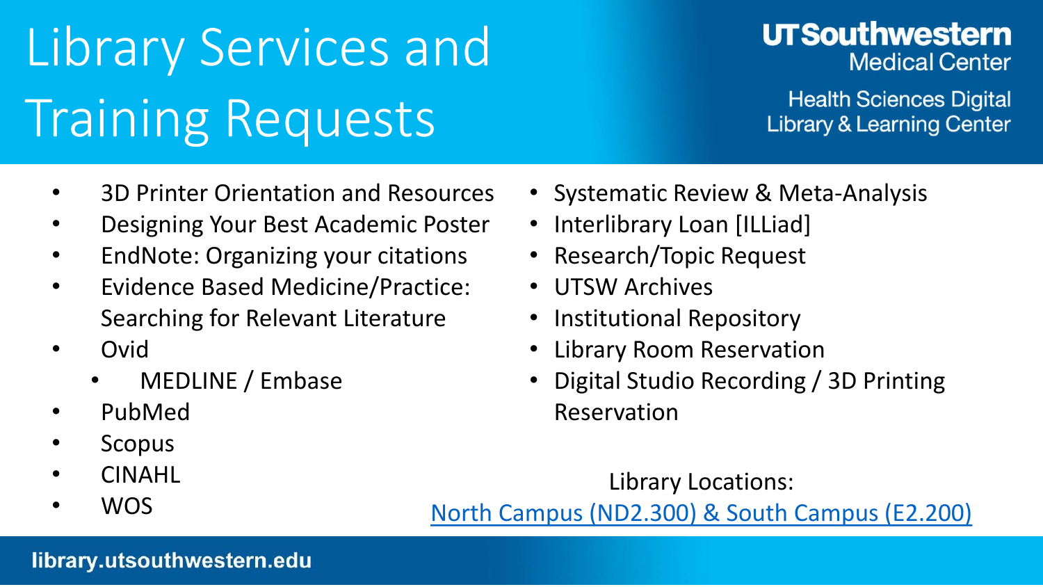# Library Services and Training Requests

UTSouthwestern Medical Center

Health Sciences Digital Library & Learning Center

- 3D Printer Orientation and Resources
- Designing Your Best Academic Poster
- EndNote: Organizing your citations
- Evidence Based Medicine/Practice: Searching for Relevant Literature
- Ovid
  - MEDLINE / Embase
- PubMed
- Scopus
- CINAHL
- WOS

- Systematic Review & Meta-Analysis
- Interlibrary Loan [ILLiad]
- Research/Topic Request
- UTSW Archives
- Institutional Repository
- Library Room Reservation
- Digital Studio Recording / 3D Printing Reservation

Library Locations:

North Campus (ND2.300) & South Campus (E2.200)

library.utsouthwestern.edu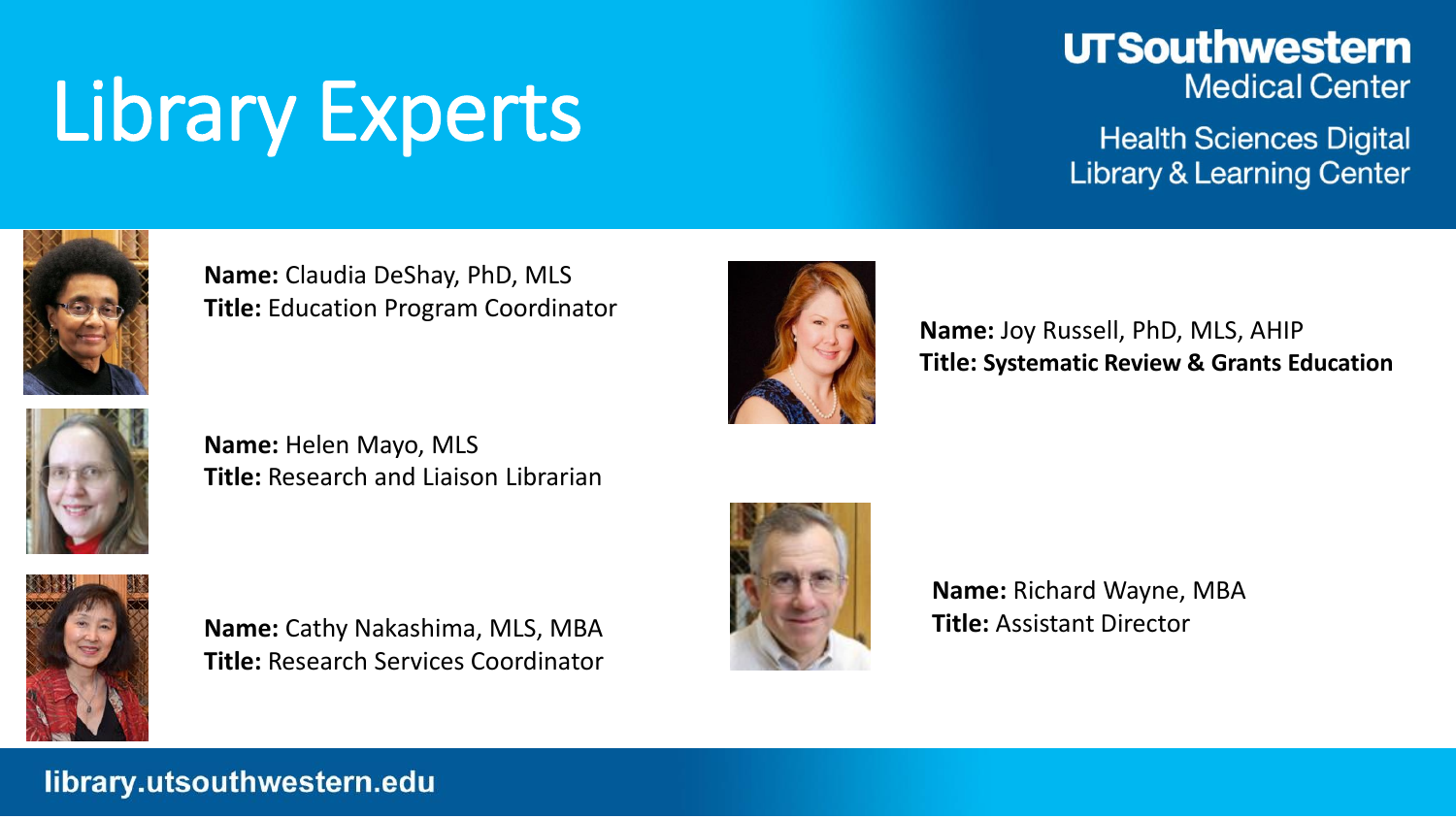# Library Experts

UTSouthwestern Medical Center

Health Sciences Digital Library & Learning Center

**Name:** Claudia DeShay, PhD, MLS
**Title:** Education Program Coordinator

**Name:** Helen Mayo, MLS
**Title:** Research and Liaison Librarian

**Name:** Cathy Nakashima, MLS, MBA
**Title:** Research Services Coordinator

**Name:** Joy Russell, PhD, MLS, AHIP
**Title: Systematic Review & Grants Education**

**Name:** Richard Wayne, MBA
**Title:** Assistant Director

library.utsouthwestern.edu